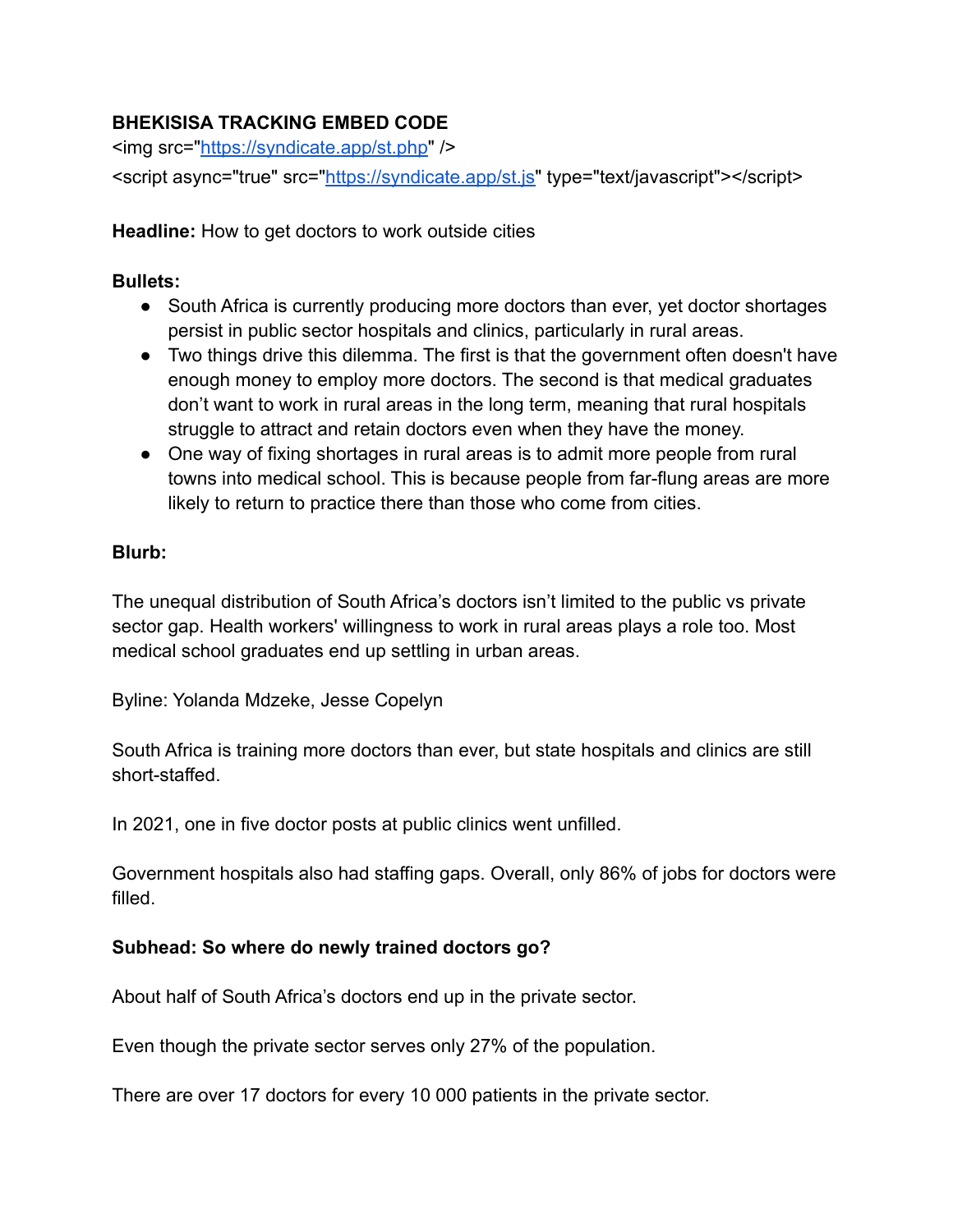**BHEKISISA TRACKING EMBED CODE**

```
<img src="https://syndicate.app/st.php" />
<script async="true" src="https://syndicate.app/st.js" type="text/javascript"></script>
```

**Headline:** How to get doctors to work outside cities

**Bullets:**

- South Africa is currently producing more doctors than ever, yet doctor shortages persist in public sector hospitals and clinics, particularly in rural areas.
- Two things drive this dilemma. The first is that the government often doesn't have enough money to employ more doctors. The second is that medical graduates don't want to work in rural areas in the long term, meaning that rural hospitals struggle to attract and retain doctors even when they have the money.
- One way of fixing shortages in rural areas is to admit more people from rural towns into medical school. This is because people from far-flung areas are more likely to return to practice there than those who come from cities.

**Blurb:**

The unequal distribution of South Africa's doctors isn't limited to the public vs private sector gap. Health workers' willingness to work in rural areas plays a role too. Most medical school graduates end up settling in urban areas.

Byline: Yolanda Mdzeke, Jesse Copelyn

South Africa is training more doctors than ever, but state hospitals and clinics are still short-staffed.

In 2021, one in five doctor posts at public clinics went unfilled.

Government hospitals also had staffing gaps. Overall, only 86% of jobs for doctors were filled.

**Subhead: So where do newly trained doctors go?**

About half of South Africa's doctors end up in the private sector.

Even though the private sector serves only 27% of the population.

There are over 17 doctors for every 10 000 patients in the private sector.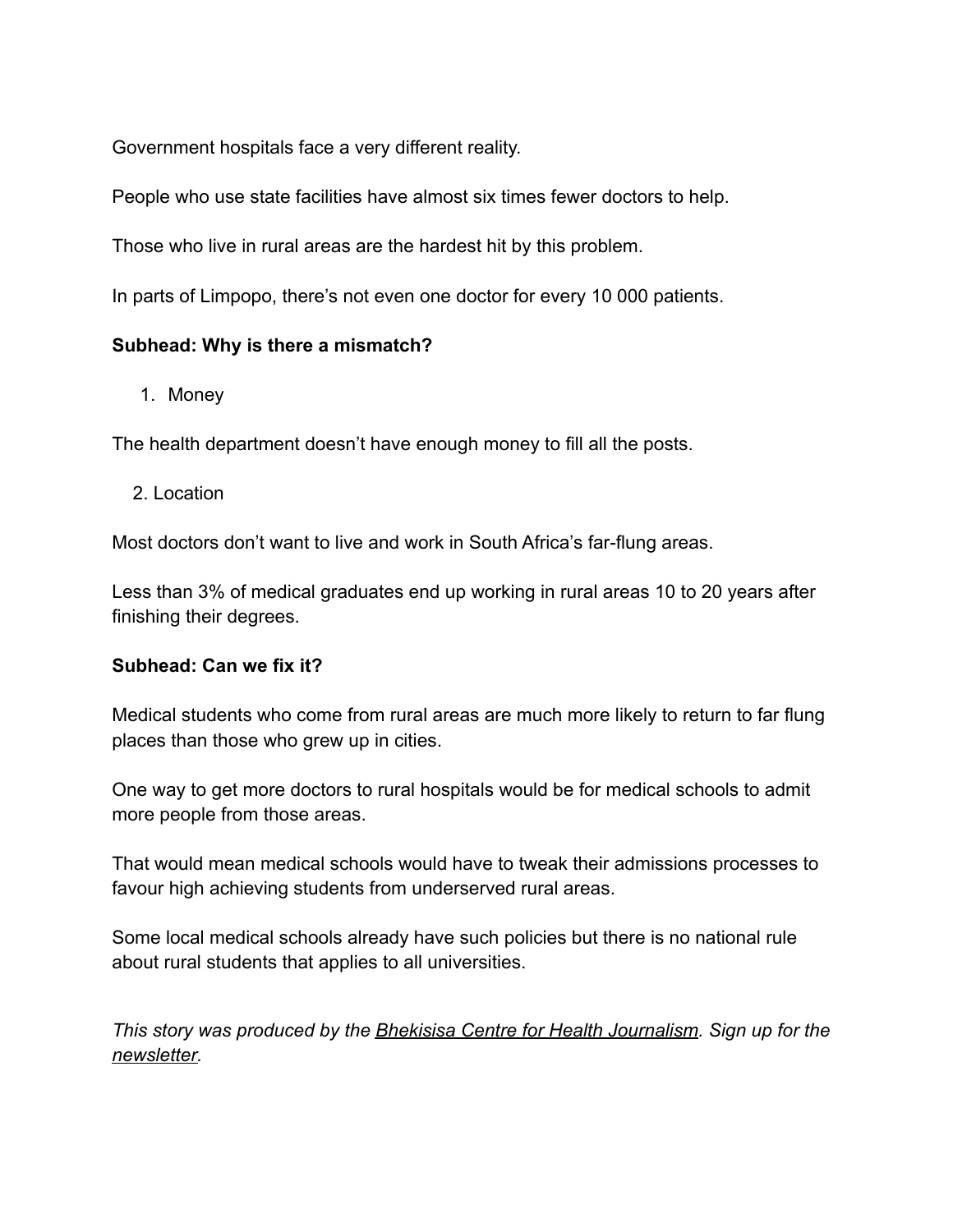Government hospitals face a very different reality.

People who use state facilities have almost six times fewer doctors to help.

Those who live in rural areas are the hardest hit by this problem.

In parts of Limpopo, there's not even one doctor for every 10 000 patients.

**Subhead: Why is there a mismatch?**

1. Money

The health department doesn't have enough money to fill all the posts.

2. Location

Most doctors don't want to live and work in South Africa's far-flung areas.

Less than 3% of medical graduates end up working in rural areas 10 to 20 years after finishing their degrees.

**Subhead: Can we fix it?**

Medical students who come from rural areas are much more likely to return to far flung places than those who grew up in cities.

One way to get more doctors to rural hospitals would be for medical schools to admit more people from those areas.

That would mean medical schools would have to tweak their admissions processes to favour high achieving students from underserved rural areas.

Some local medical schools already have such policies but there is no national rule about rural students that applies to all universities.

*This story was produced by the Bhekisisa Centre for Health Journalism. Sign up for the newsletter.*